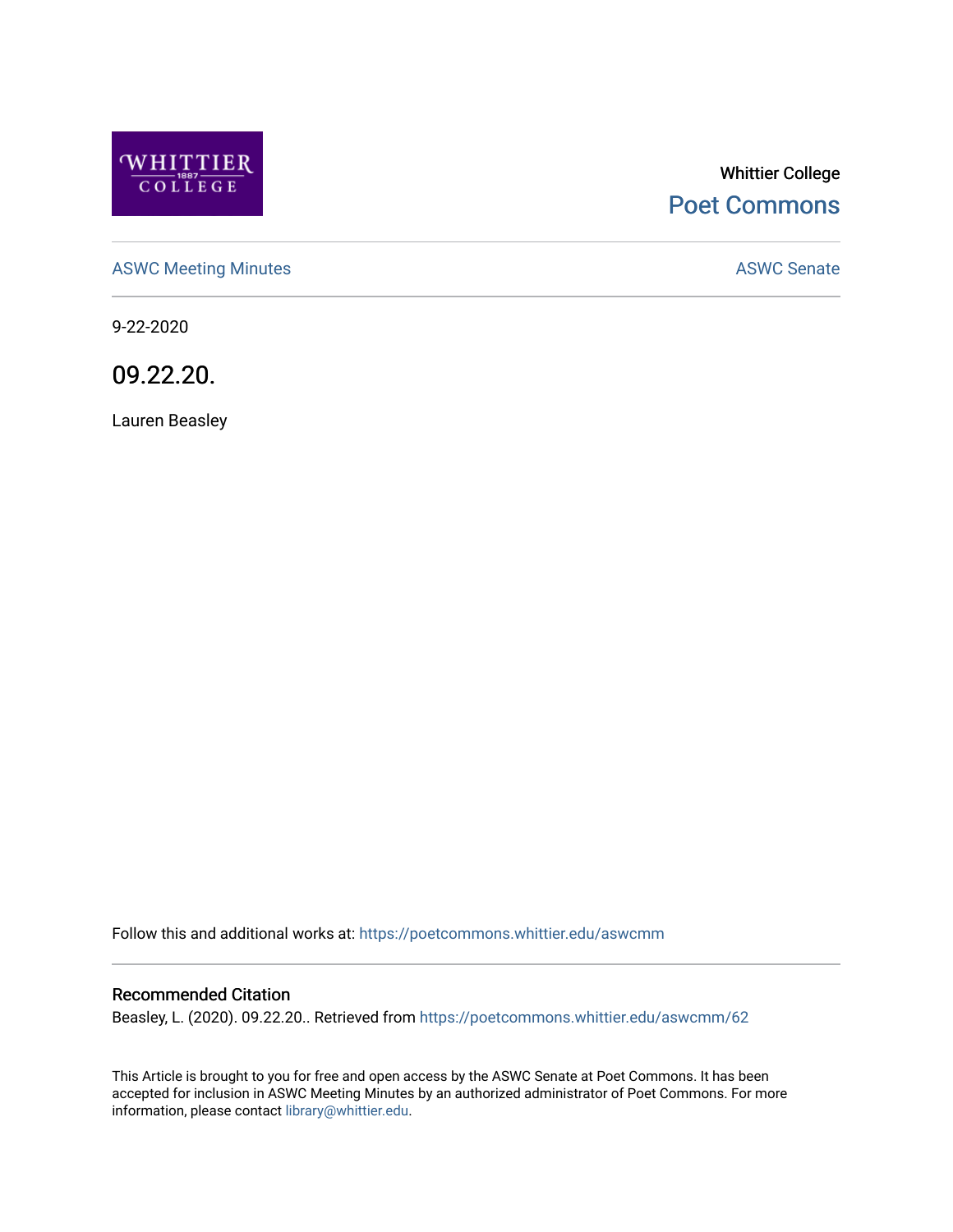Whittier College

Poet Commons

ASWC Meeting Minutes

ASWC Senate

9-22-2020

# 09.22.20.

Lauren Beasley

Follow this and additional works at: https://poetcommons.whittier.edu/aswcmm

## Recommended Citation

Beasley, L. (2020). 09.22.20.. Retrieved from https://poetcommons.whittier.edu/aswcmm/62

This Article is brought to you for free and open access by the ASWC Senate at Poet Commons. It has been accepted for inclusion in ASWC Meeting Minutes by an authorized administrator of Poet Commons. For more information, please contact library@whittier.edu.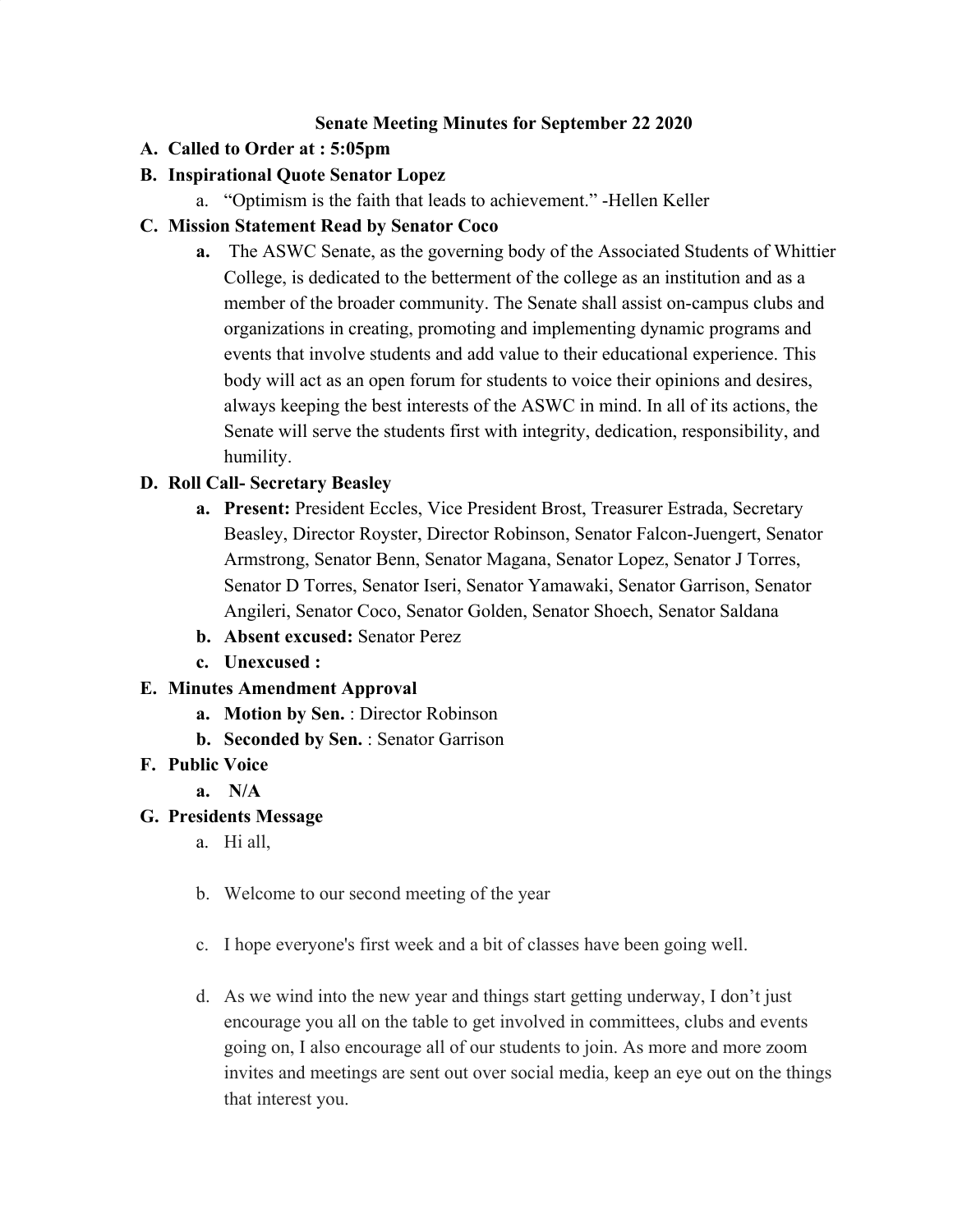# Senate Meeting Minutes for September 22 2020

**A. Called to Order at : 5:05pm**

**B. Inspirational Quote Senator Lopez**

   a. "Optimism is the faith that leads to achievement." -Hellen Keller

**C. Mission Statement Read by Senator Coco**

   **a.** The ASWC Senate, as the governing body of the Associated Students of Whittier College, is dedicated to the betterment of the college as an institution and as a member of the broader community. The Senate shall assist on-campus clubs and organizations in creating, promoting and implementing dynamic programs and events that involve students and add value to their educational experience. This body will act as an open forum for students to voice their opinions and desires, always keeping the best interests of the ASWC in mind. In all of its actions, the Senate will serve the students first with integrity, dedication, responsibility, and humility.

**D. Roll Call- Secretary Beasley**

   **a. Present:** President Eccles, Vice President Brost, Treasurer Estrada, Secretary Beasley, Director Royster, Director Robinson, Senator Falcon-Juengert, Senator Armstrong, Senator Benn, Senator Magana, Senator Lopez, Senator J Torres, Senator D Torres, Senator Iseri, Senator Yamawaki, Senator Garrison, Senator Angileri, Senator Coco, Senator Golden, Senator Shoech, Senator Saldana

   **b. Absent excused:** Senator Perez

   **c. Unexcused :**

**E. Minutes Amendment Approval**

   **a. Motion by Sen.** : Director Robinson

   **b. Seconded by Sen.** : Senator Garrison

**F. Public Voice**

   **a. N/A**

**G. Presidents Message**

   a. Hi all,

   b. Welcome to our second meeting of the year

   c. I hope everyone's first week and a bit of classes have been going well.

   d. As we wind into the new year and things start getting underway, I don't just encourage you all on the table to get involved in committees, clubs and events going on, I also encourage all of our students to join. As more and more zoom invites and meetings are sent out over social media, keep an eye out on the things that interest you.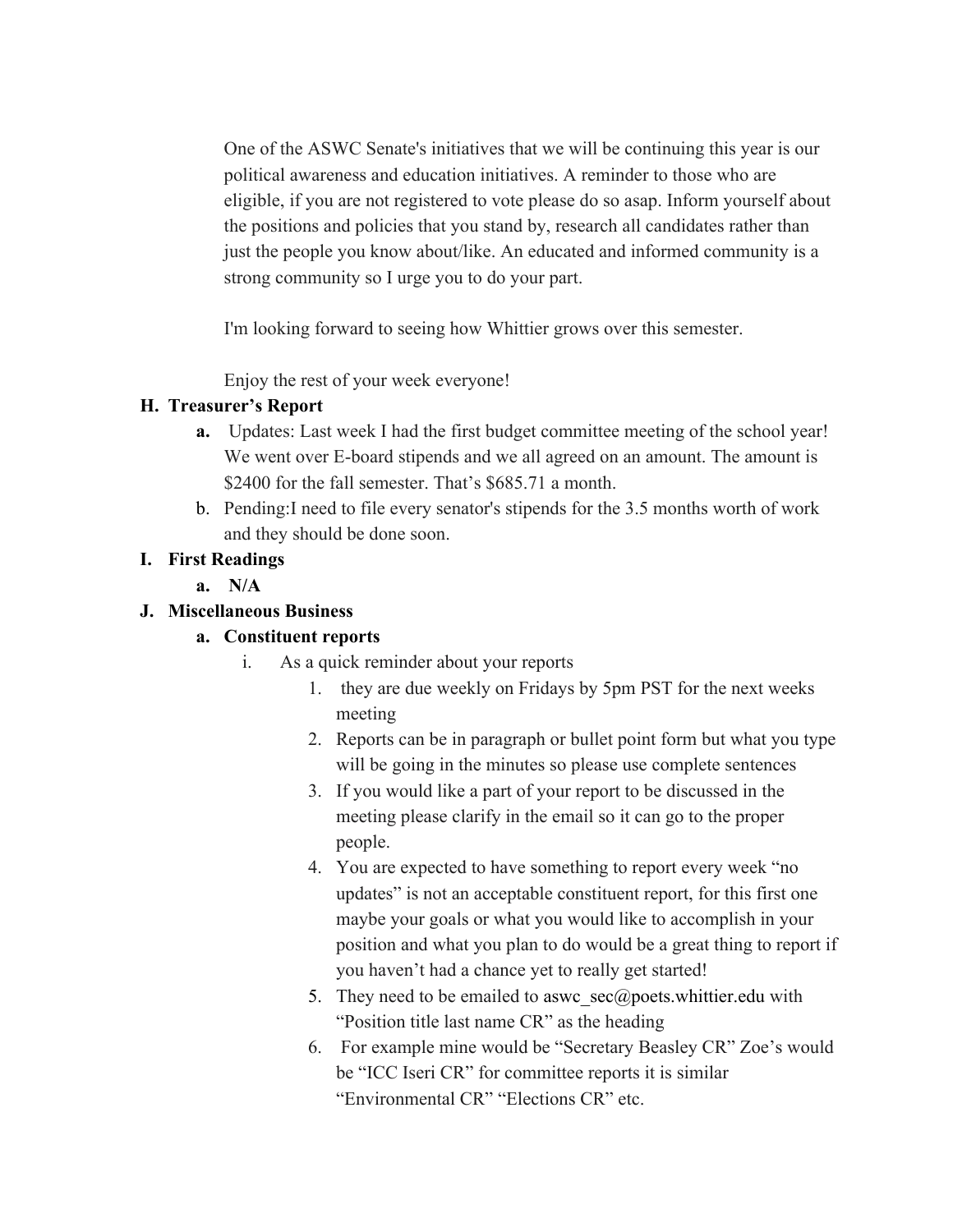One of the ASWC Senate's initiatives that we will be continuing this year is our political awareness and education initiatives. A reminder to those who are eligible, if you are not registered to vote please do so asap. Inform yourself about the positions and policies that you stand by, research all candidates rather than just the people you know about/like. An educated and informed community is a strong community so I urge you to do your part.

I'm looking forward to seeing how Whittier grows over this semester.

Enjoy the rest of your week everyone!

**H. Treasurer's Report**

- **a.** Updates: Last week I had the first budget committee meeting of the school year! We went over E-board stipends and we all agreed on an amount. The amount is $2400 for the fall semester. That's $685.71 a month.
- b. Pending:I need to file every senator's stipends for the 3.5 months worth of work and they should be done soon.

**I. First Readings**

- **a. N/A**

**J. Miscellaneous Business**

- **a. Constituent reports**
  - i. As a quick reminder about your reports
    1. they are due weekly on Fridays by 5pm PST for the next weeks meeting
    2. Reports can be in paragraph or bullet point form but what you type will be going in the minutes so please use complete sentences
    3. If you would like a part of your report to be discussed in the meeting please clarify in the email so it can go to the proper people.
    4. You are expected to have something to report every week "no updates" is not an acceptable constituent report, for this first one maybe your goals or what you would like to accomplish in your position and what you plan to do would be a great thing to report if you haven't had a chance yet to really get started!
    5. They need to be emailed to aswc_sec@poets.whittier.edu with "Position title last name CR" as the heading
    6. For example mine would be "Secretary Beasley CR" Zoe's would be "ICC Iseri CR" for committee reports it is similar "Environmental CR" "Elections CR" etc.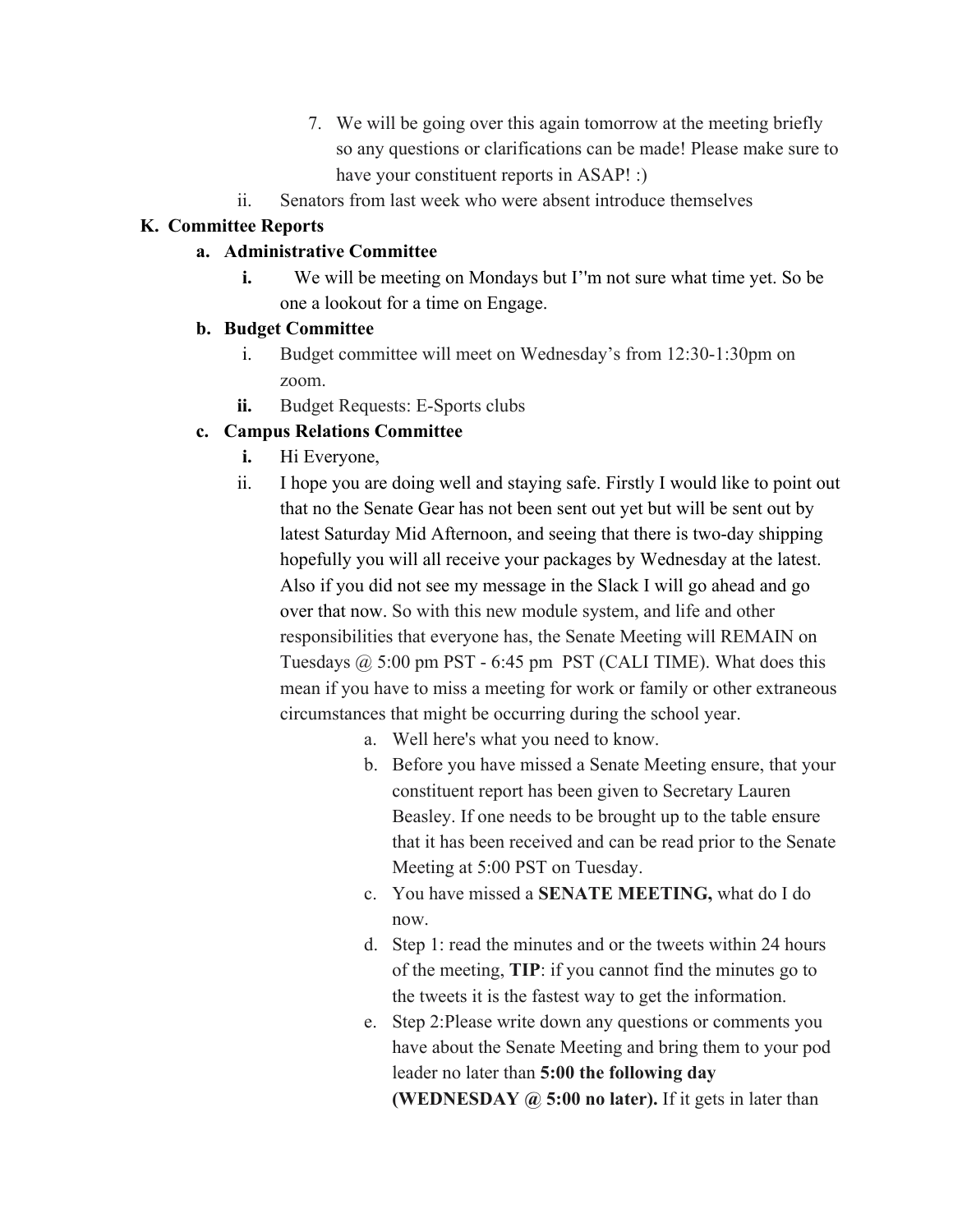7. We will be going over this again tomorrow at the meeting briefly so any questions or clarifications can be made! Please make sure to have your constituent reports in ASAP! :)

ii. Senators from last week who were absent introduce themselves

**K. Committee Reports**

**a. Administrative Committee**

**i.** We will be meeting on Mondays but I''m not sure what time yet. So be one a lookout for a time on Engage.

**b. Budget Committee**

i. Budget committee will meet on Wednesday's from 12:30-1:30pm on zoom.

**ii.** Budget Requests: E-Sports clubs

**c. Campus Relations Committee**

**i.** Hi Everyone,

ii. I hope you are doing well and staying safe. Firstly I would like to point out that no the Senate Gear has not been sent out yet but will be sent out by latest Saturday Mid Afternoon, and seeing that there is two-day shipping hopefully you will all receive your packages by Wednesday at the latest. Also if you did not see my message in the Slack I will go ahead and go over that now. So with this new module system, and life and other responsibilities that everyone has, the Senate Meeting will REMAIN on Tuesdays @ 5:00 pm PST - 6:45 pm PST (CALI TIME). What does this mean if you have to miss a meeting for work or family or other extraneous circumstances that might be occurring during the school year.

a. Well here's what you need to know.

b. Before you have missed a Senate Meeting ensure, that your constituent report has been given to Secretary Lauren Beasley. If one needs to be brought up to the table ensure that it has been received and can be read prior to the Senate Meeting at 5:00 PST on Tuesday.

c. You have missed a **SENATE MEETING,** what do I do now.

d. Step 1: read the minutes and or the tweets within 24 hours of the meeting, **TIP**: if you cannot find the minutes go to the tweets it is the fastest way to get the information.

e. Step 2:Please write down any questions or comments you have about the Senate Meeting and bring them to your pod leader no later than **5:00 the following day (WEDNESDAY @ 5:00 no later).** If it gets in later than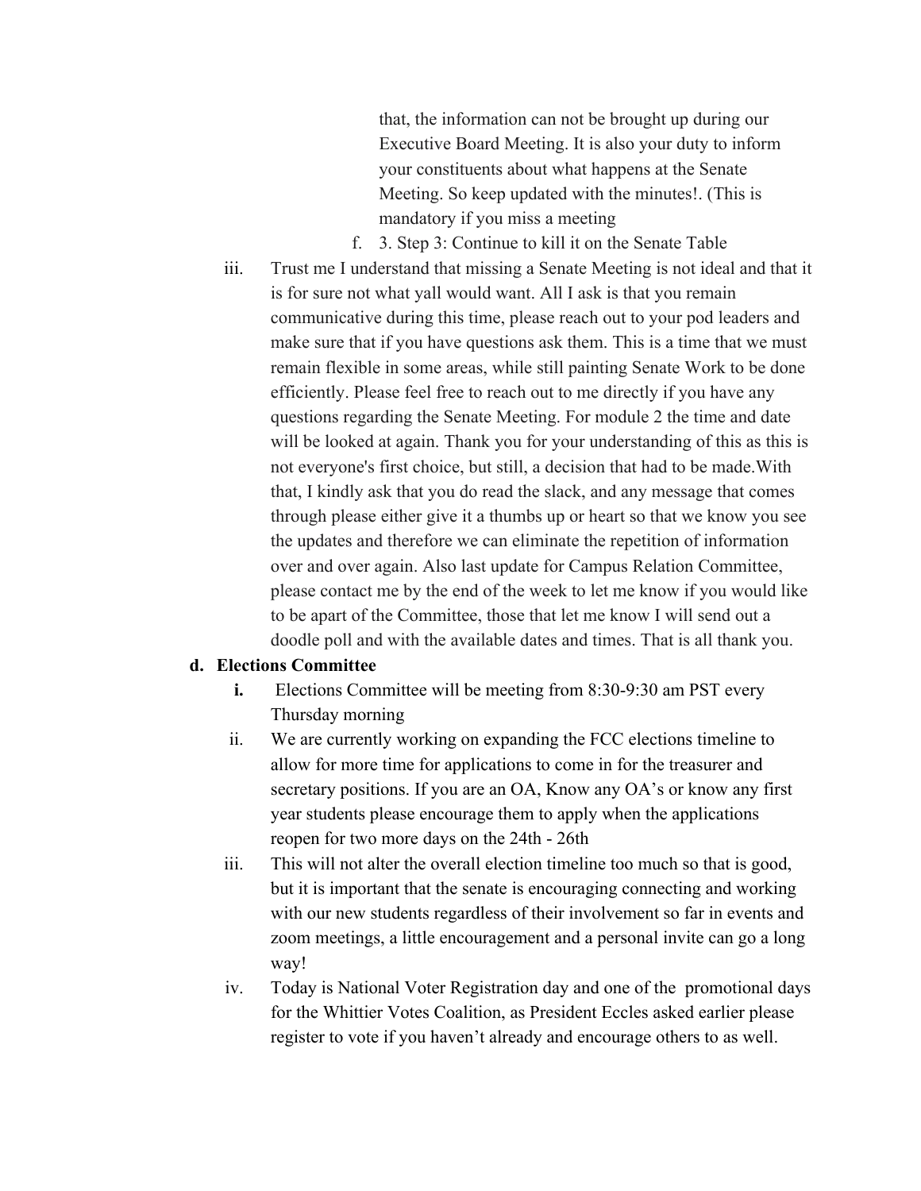that, the information can not be brought up during our Executive Board Meeting. It is also your duty to inform your constituents about what happens at the Senate Meeting. So keep updated with the minutes!. (This is mandatory if you miss a meeting

   f. 3. Step 3: Continue to kill it on the Senate Table

iii. Trust me I understand that missing a Senate Meeting is not ideal and that it is for sure not what yall would want. All I ask is that you remain communicative during this time, please reach out to your pod leaders and make sure that if you have questions ask them. This is a time that we must remain flexible in some areas, while still painting Senate Work to be done efficiently. Please feel free to reach out to me directly if you have any questions regarding the Senate Meeting. For module 2 the time and date will be looked at again. Thank you for your understanding of this as this is not everyone's first choice, but still, a decision that had to be made.With that, I kindly ask that you do read the slack, and any message that comes through please either give it a thumbs up or heart so that we know you see the updates and therefore we can eliminate the repetition of information over and over again. Also last update for Campus Relation Committee, please contact me by the end of the week to let me know if you would like to be apart of the Committee, those that let me know I will send out a doodle poll and with the available dates and times. That is all thank you.

**d. Elections Committee**

**i.** Elections Committee will be meeting from 8:30-9:30 am PST every Thursday morning

ii. We are currently working on expanding the FCC elections timeline to allow for more time for applications to come in for the treasurer and secretary positions. If you are an OA, Know any OA's or know any first year students please encourage them to apply when the applications reopen for two more days on the 24th - 26th

iii. This will not alter the overall election timeline too much so that is good, but it is important that the senate is encouraging connecting and working with our new students regardless of their involvement so far in events and zoom meetings, a little encouragement and a personal invite can go a long way!

iv. Today is National Voter Registration day and one of the promotional days for the Whittier Votes Coalition, as President Eccles asked earlier please register to vote if you haven't already and encourage others to as well.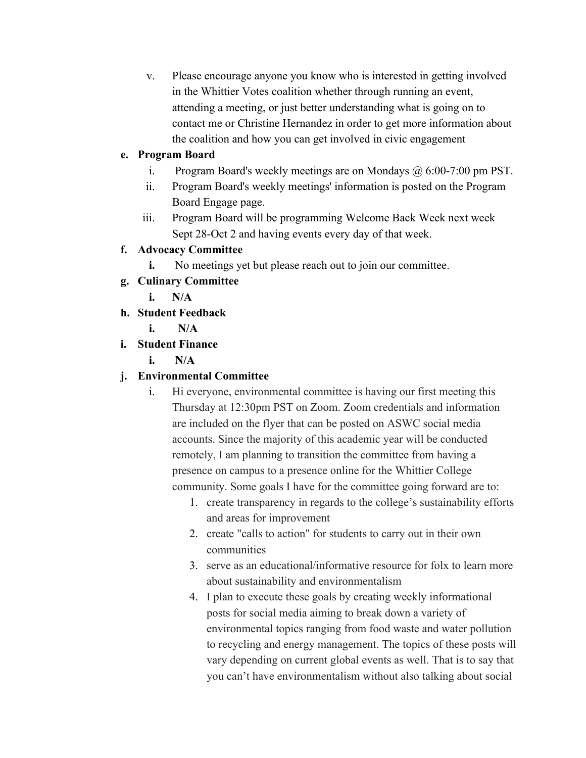v. Please encourage anyone you know who is interested in getting involved in the Whittier Votes coalition whether through running an event, attending a meeting, or just better understanding what is going on to contact me or Christine Hernandez in order to get more information about the coalition and how you can get involved in civic engagement

**e. Program Board**

i. Program Board's weekly meetings are on Mondays @ 6:00-7:00 pm PST.

ii. Program Board's weekly meetings' information is posted on the Program Board Engage page.

iii. Program Board will be programming Welcome Back Week next week Sept 28-Oct 2 and having events every day of that week.

**f. Advocacy Committee**

**i.** No meetings yet but please reach out to join our committee.

**g. Culinary Committee**

**i. N/A**

**h. Student Feedback**

**i. N/A**

**i. Student Finance**

**i. N/A**

**j. Environmental Committee**

i. Hi everyone, environmental committee is having our first meeting this Thursday at 12:30pm PST on Zoom. Zoom credentials and information are included on the flyer that can be posted on ASWC social media accounts. Since the majority of this academic year will be conducted remotely, I am planning to transition the committee from having a presence on campus to a presence online for the Whittier College community. Some goals I have for the committee going forward are to:

1. create transparency in regards to the college's sustainability efforts and areas for improvement
2. create "calls to action" for students to carry out in their own communities
3. serve as an educational/informative resource for folx to learn more about sustainability and environmentalism
4. I plan to execute these goals by creating weekly informational posts for social media aiming to break down a variety of environmental topics ranging from food waste and water pollution to recycling and energy management. The topics of these posts will vary depending on current global events as well. That is to say that you can't have environmentalism without also talking about social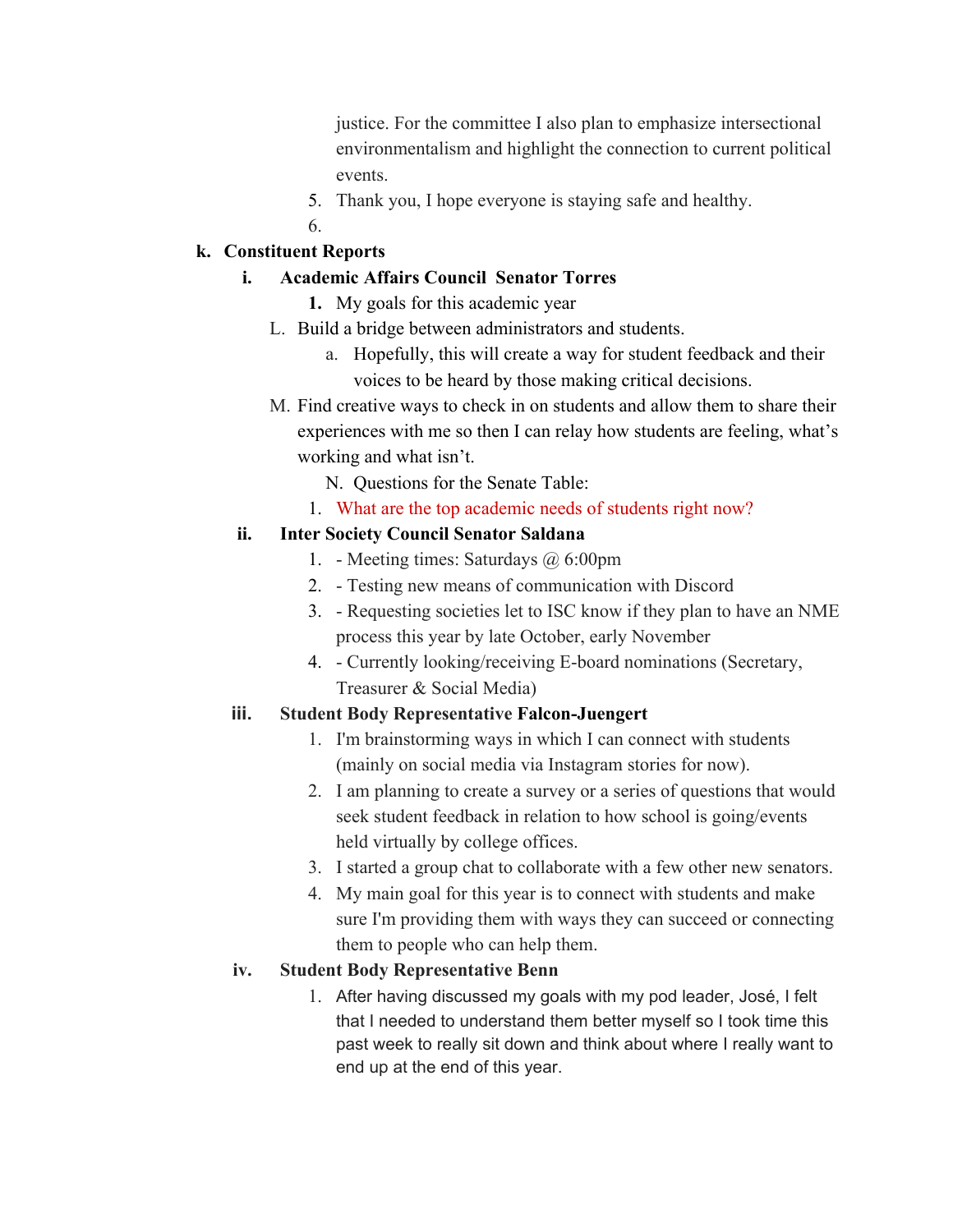justice. For the committee I also plan to emphasize intersectional environmentalism and highlight the connection to current political events.

5. Thank you, I hope everyone is staying safe and healthy.
6. 

**k. Constituent Reports**

**i. Academic Affairs Council Senator Torres**

1. My goals for this academic year

L. Build a bridge between administrators and students.

a. Hopefully, this will create a way for student feedback and their voices to be heard by those making critical decisions.

M. Find creative ways to check in on students and allow them to share their experiences with me so then I can relay how students are feeling, what's working and what isn't.

N. Questions for the Senate Table:

1. What are the top academic needs of students right now?

**ii. Inter Society Council Senator Saldana**

1. - Meeting times: Saturdays @ 6:00pm
2. - Testing new means of communication with Discord
3. - Requesting societies let to ISC know if they plan to have an NME process this year by late October, early November
4. - Currently looking/receiving E-board nominations (Secretary, Treasurer & Social Media)

**iii. Student Body Representative Falcon-Juengert**

1. I'm brainstorming ways in which I can connect with students (mainly on social media via Instagram stories for now).
2. I am planning to create a survey or a series of questions that would seek student feedback in relation to how school is going/events held virtually by college offices.
3. I started a group chat to collaborate with a few other new senators.
4. My main goal for this year is to connect with students and make sure I'm providing them with ways they can succeed or connecting them to people who can help them.

**iv. Student Body Representative Benn**

1. After having discussed my goals with my pod leader, José, I felt that I needed to understand them better myself so I took time this past week to really sit down and think about where I really want to end up at the end of this year.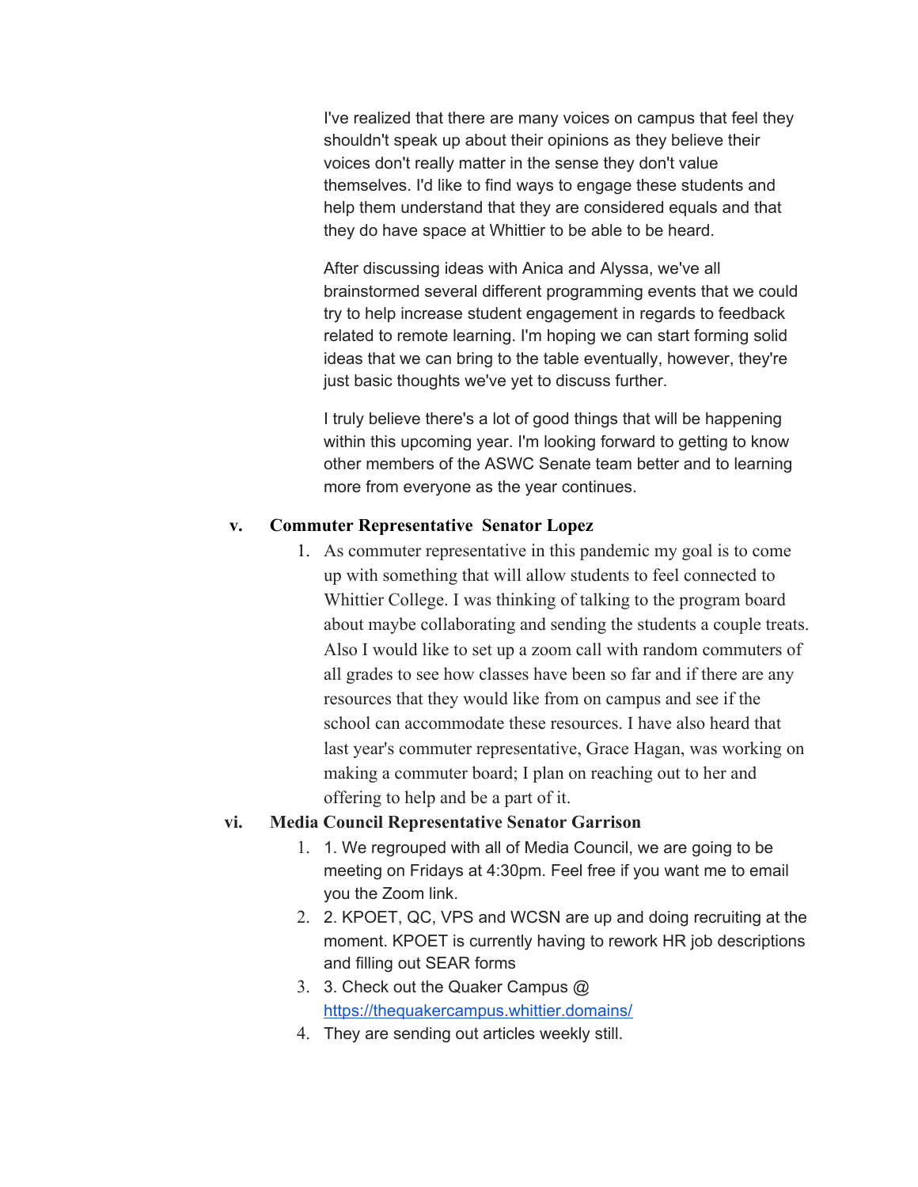I've realized that there are many voices on campus that feel they shouldn't speak up about their opinions as they believe their voices don't really matter in the sense they don't value themselves. I'd like to find ways to engage these students and help them understand that they are considered equals and that they do have space at Whittier to be able to be heard.

After discussing ideas with Anica and Alyssa, we've all brainstormed several different programming events that we could try to help increase student engagement in regards to feedback related to remote learning. I'm hoping we can start forming solid ideas that we can bring to the table eventually, however, they're just basic thoughts we've yet to discuss further.

I truly believe there's a lot of good things that will be happening within this upcoming year. I'm looking forward to getting to know other members of the ASWC Senate team better and to learning more from everyone as the year continues.

v. **Commuter Representative Senator Lopez**

1. As commuter representative in this pandemic my goal is to come up with something that will allow students to feel connected to Whittier College. I was thinking of talking to the program board about maybe collaborating and sending the students a couple treats. Also I would like to set up a zoom call with random commuters of all grades to see how classes have been so far and if there are any resources that they would like from on campus and see if the school can accommodate these resources. I have also heard that last year's commuter representative, Grace Hagan, was working on making a commuter board; I plan on reaching out to her and offering to help and be a part of it.

vi. **Media Council Representative Senator Garrison**

1. 1. We regrouped with all of Media Council, we are going to be meeting on Fridays at 4:30pm. Feel free if you want me to email you the Zoom link.
2. 2. KPOET, QC, VPS and WCSN are up and doing recruiting at the moment. KPOET is currently having to rework HR job descriptions and filling out SEAR forms
3. 3. Check out the Quaker Campus @ https://thequakercampus.whittier.domains/
4. They are sending out articles weekly still.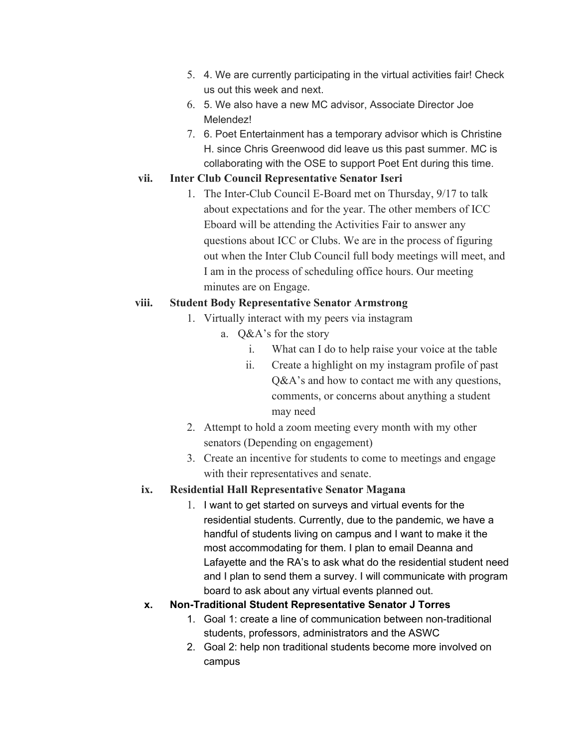5. 4. We are currently participating in the virtual activities fair! Check us out this week and next.
6. 5. We also have a new MC advisor, Associate Director Joe Melendez!
7. 6. Poet Entertainment has a temporary advisor which is Christine H. since Chris Greenwood did leave us this past summer. MC is collaborating with the OSE to support Poet Ent during this time.

**vii. Inter Club Council Representative Senator Iseri**

1. The Inter-Club Council E-Board met on Thursday, 9/17 to talk about expectations and for the year. The other members of ICC Eboard will be attending the Activities Fair to answer any questions about ICC or Clubs. We are in the process of figuring out when the Inter Club Council full body meetings will meet, and I am in the process of scheduling office hours. Our meeting minutes are on Engage.

**viii. Student Body Representative Senator Armstrong**

1. Virtually interact with my peers via instagram
   a. Q&A's for the story
      i. What can I do to help raise your voice at the table
      ii. Create a highlight on my instagram profile of past Q&A's and how to contact me with any questions, comments, or concerns about anything a student may need
2. Attempt to hold a zoom meeting every month with my other senators (Depending on engagement)
3. Create an incentive for students to come to meetings and engage with their representatives and senate.

**ix. Residential Hall Representative Senator Magana**

1. I want to get started on surveys and virtual events for the residential students. Currently, due to the pandemic, we have a handful of students living on campus and I want to make it the most accommodating for them. I plan to email Deanna and Lafayette and the RA's to ask what do the residential student need and I plan to send them a survey. I will communicate with program board to ask about any virtual events planned out.

**x. Non-Traditional Student Representative Senator J Torres**

1. Goal 1: create a line of communication between non-traditional students, professors, administrators and the ASWC
2. Goal 2: help non traditional students become more involved on campus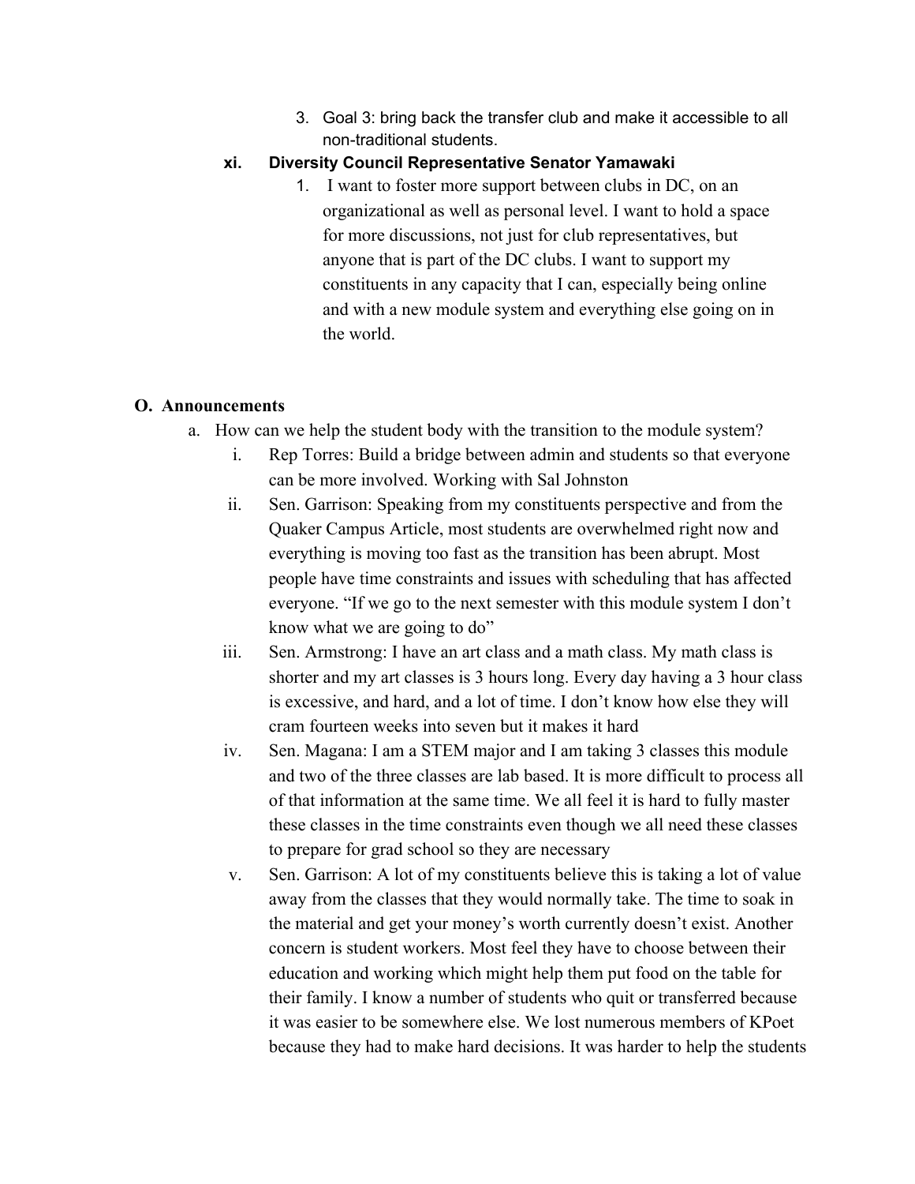3. Goal 3: bring back the transfer club and make it accessible to all non-traditional students.

**xi. Diversity Council Representative Senator Yamawaki**

1. I want to foster more support between clubs in DC, on an organizational as well as personal level. I want to hold a space for more discussions, not just for club representatives, but anyone that is part of the DC clubs. I want to support my constituents in any capacity that I can, especially being online and with a new module system and everything else going on in the world.

**O. Announcements**

a. How can we help the student body with the transition to the module system?

   i. Rep Torres: Build a bridge between admin and students so that everyone can be more involved. Working with Sal Johnston

   ii. Sen. Garrison: Speaking from my constituents perspective and from the Quaker Campus Article, most students are overwhelmed right now and everything is moving too fast as the transition has been abrupt. Most people have time constraints and issues with scheduling that has affected everyone. "If we go to the next semester with this module system I don't know what we are going to do"

   iii. Sen. Armstrong: I have an art class and a math class. My math class is shorter and my art classes is 3 hours long. Every day having a 3 hour class is excessive, and hard, and a lot of time. I don't know how else they will cram fourteen weeks into seven but it makes it hard

   iv. Sen. Magana: I am a STEM major and I am taking 3 classes this module and two of the three classes are lab based. It is more difficult to process all of that information at the same time. We all feel it is hard to fully master these classes in the time constraints even though we all need these classes to prepare for grad school so they are necessary

   v. Sen. Garrison: A lot of my constituents believe this is taking a lot of value away from the classes that they would normally take. The time to soak in the material and get your money's worth currently doesn't exist. Another concern is student workers. Most feel they have to choose between their education and working which might help them put food on the table for their family. I know a number of students who quit or transferred because it was easier to be somewhere else. We lost numerous members of KPoet because they had to make hard decisions. It was harder to help the students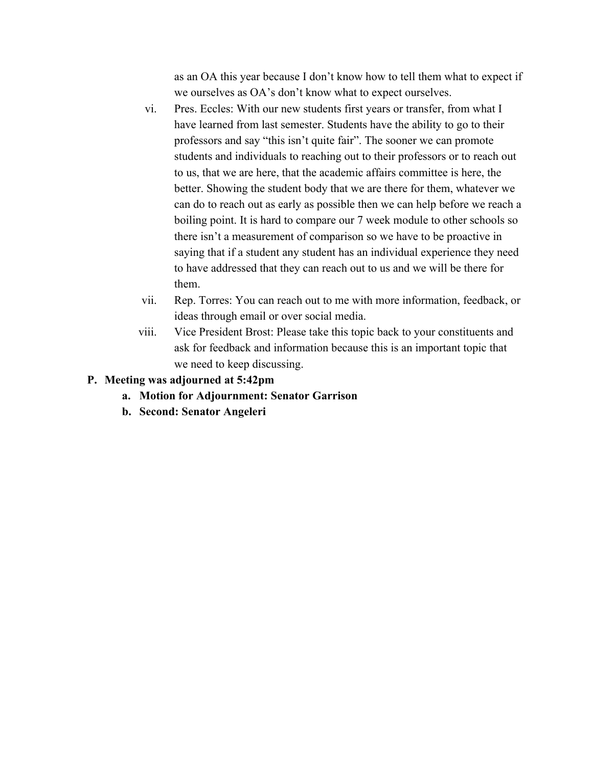as an OA this year because I don't know how to tell them what to expect if we ourselves as OA's don't know what to expect ourselves.

vi. Pres. Eccles: With our new students first years or transfer, from what I have learned from last semester. Students have the ability to go to their professors and say "this isn't quite fair". The sooner we can promote students and individuals to reaching out to their professors or to reach out to us, that we are here, that the academic affairs committee is here, the better. Showing the student body that we are there for them, whatever we can do to reach out as early as possible then we can help before we reach a boiling point. It is hard to compare our 7 week module to other schools so there isn't a measurement of comparison so we have to be proactive in saying that if a student any student has an individual experience they need to have addressed that they can reach out to us and we will be there for them.

vii. Rep. Torres: You can reach out to me with more information, feedback, or ideas through email or over social media.

viii. Vice President Brost: Please take this topic back to your constituents and ask for feedback and information because this is an important topic that we need to keep discussing.

**P. Meeting was adjourned at 5:42pm**

**a. Motion for Adjournment: Senator Garrison**

**b. Second: Senator Angeleri**